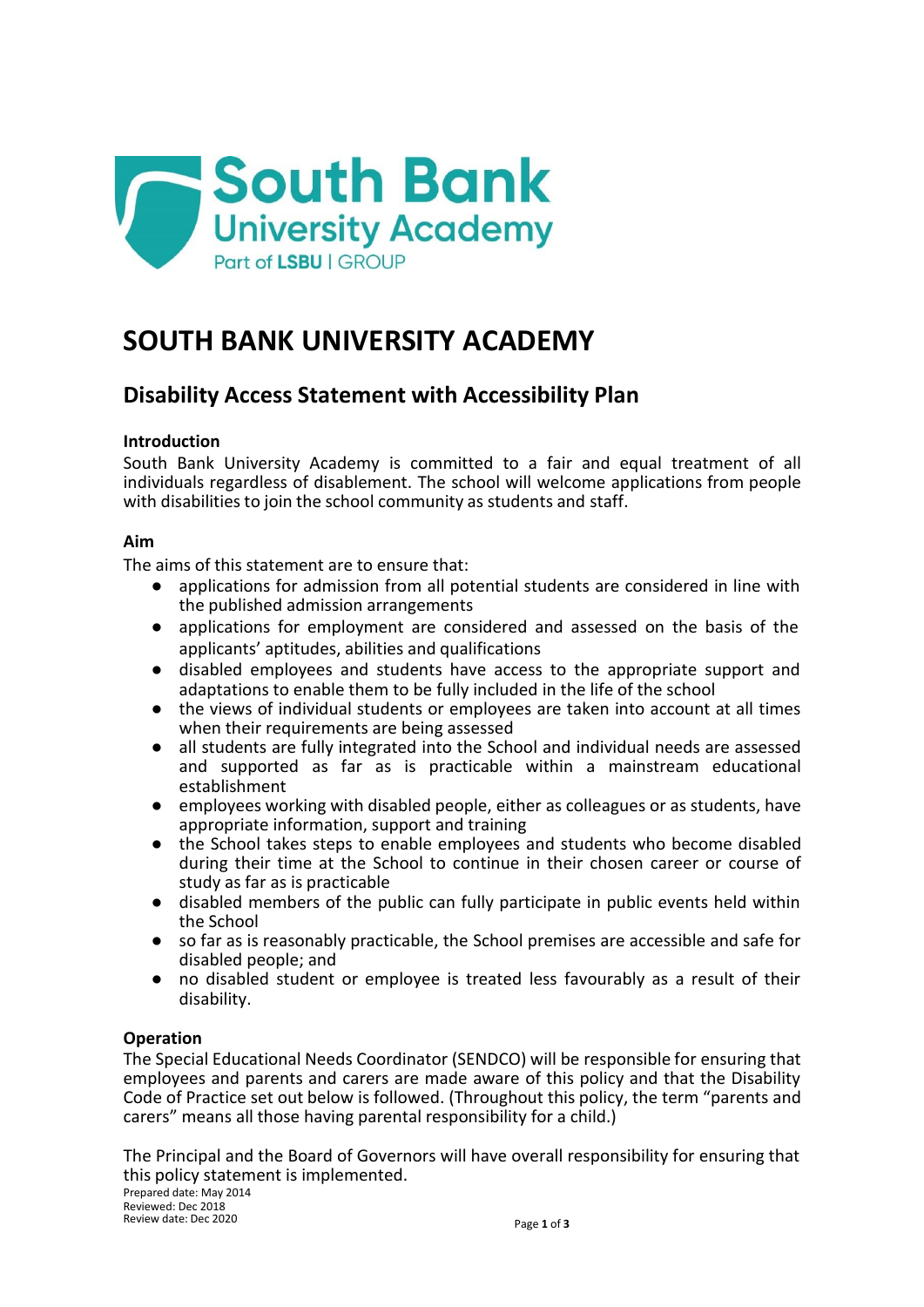# SOUTH BANK UNIVERSITY ACADEMY

## Disability Access Statement with Accessibility Plan

**Introduction**

South Bank University Academy is committed to a fair and equal treatment of all individuals regardless of disablement. The school will welcome applications from people with disabilities to join the school community as students and staff.

**Aim**

The aims of this statement are to ensure that:

- applications for admission from all potential students are considered in line with the published admission arrangements
- applications for employment are considered and assessed on the basis of the applicants' aptitudes, abilities and qualifications
- disabled employees and students have access to the appropriate support and adaptations to enable them to be fully included in the life of the school
- the views of individual students or employees are taken into account at all times when their requirements are being assessed
- all students are fully integrated into the School and individual needs are assessed and supported as far as is practicable within a mainstream educational establishment
- employees working with disabled people, either as colleagues or as students, have appropriate information, support and training
- the School takes steps to enable employees and students who become disabled during their time at the School to continue in their chosen career or course of study as far as is practicable
- disabled members of the public can fully participate in public events held within the School
- so far as is reasonably practicable, the School premises are accessible and safe for disabled people; and
- no disabled student or employee is treated less favourably as a result of their disability.

**Operation**

The Special Educational Needs Coordinator (SENDCO) will be responsible for ensuring that employees and parents and carers are made aware of this policy and that the Disability Code of Practice set out below is followed. (Throughout this policy, the term "parents and carers" means all those having parental responsibility for a child.)

The Principal and the Board of Governors will have overall responsibility for ensuring that this policy statement is implemented.

Prepared date: May 2014
Reviewed: Dec 2018
Review date: Dec 2020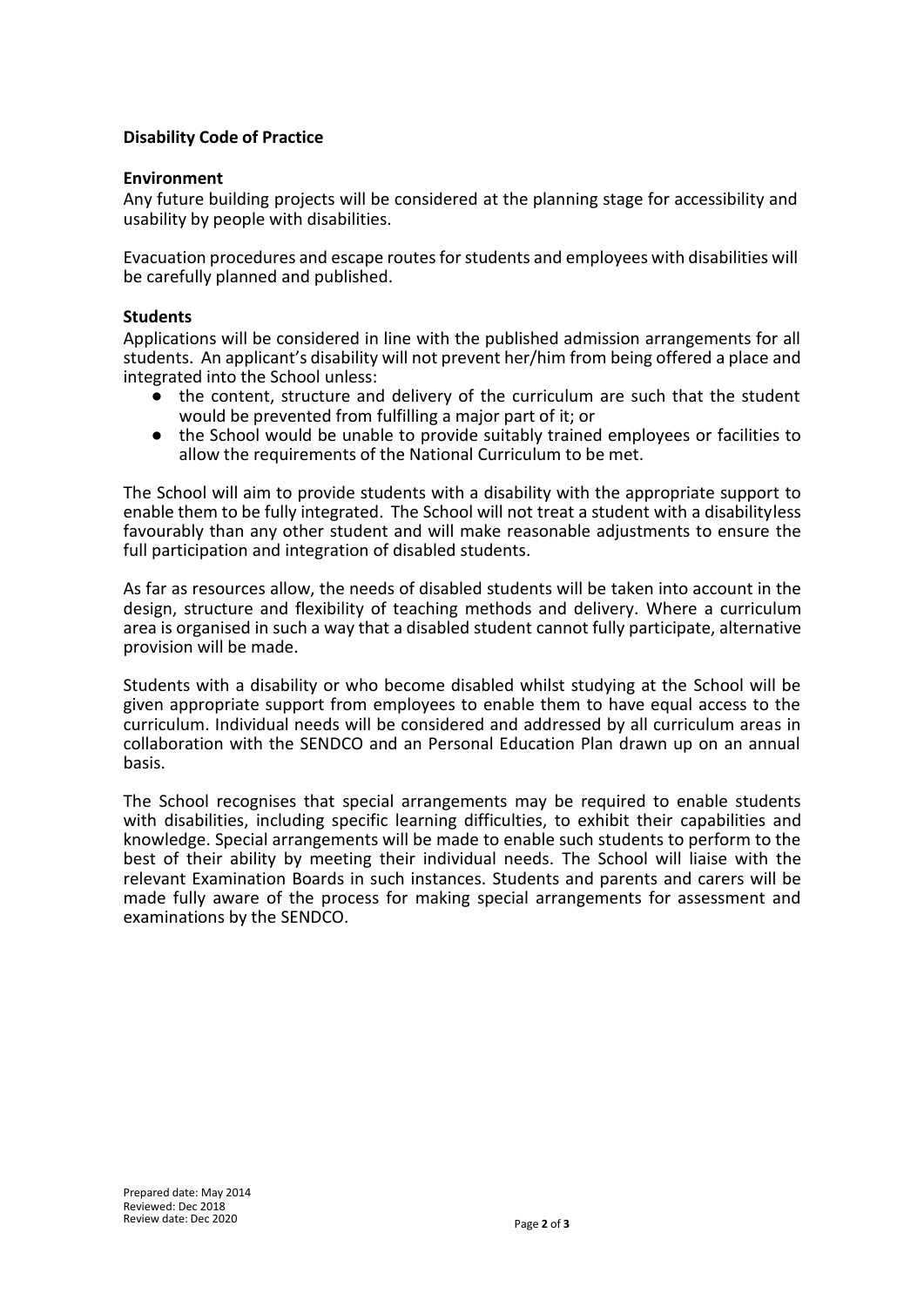**Disability Code of Practice**

**Environment**

Any future building projects will be considered at the planning stage for accessibility and usability by people with disabilities.

Evacuation procedures and escape routes for students and employees with disabilities will be carefully planned and published.

**Students**

Applications will be considered in line with the published admission arrangements for all students. An applicant's disability will not prevent her/him from being offered a place and integrated into the School unless:

- the content, structure and delivery of the curriculum are such that the student would be prevented from fulfilling a major part of it; or
- the School would be unable to provide suitably trained employees or facilities to allow the requirements of the National Curriculum to be met.

The School will aim to provide students with a disability with the appropriate support to enable them to be fully integrated. The School will not treat a student with a disabilityless favourably than any other student and will make reasonable adjustments to ensure the full participation and integration of disabled students.

As far as resources allow, the needs of disabled students will be taken into account in the design, structure and flexibility of teaching methods and delivery. Where a curriculum area is organised in such a way that a disabled student cannot fully participate, alternative provision will be made.

Students with a disability or who become disabled whilst studying at the School will be given appropriate support from employees to enable them to have equal access to the curriculum. Individual needs will be considered and addressed by all curriculum areas in collaboration with the SENDCO and an Personal Education Plan drawn up on an annual basis.

The School recognises that special arrangements may be required to enable students with disabilities, including specific learning difficulties, to exhibit their capabilities and knowledge. Special arrangements will be made to enable such students to perform to the best of their ability by meeting their individual needs. The School will liaise with the relevant Examination Boards in such instances. Students and parents and carers will be made fully aware of the process for making special arrangements for assessment and examinations by the SENDCO.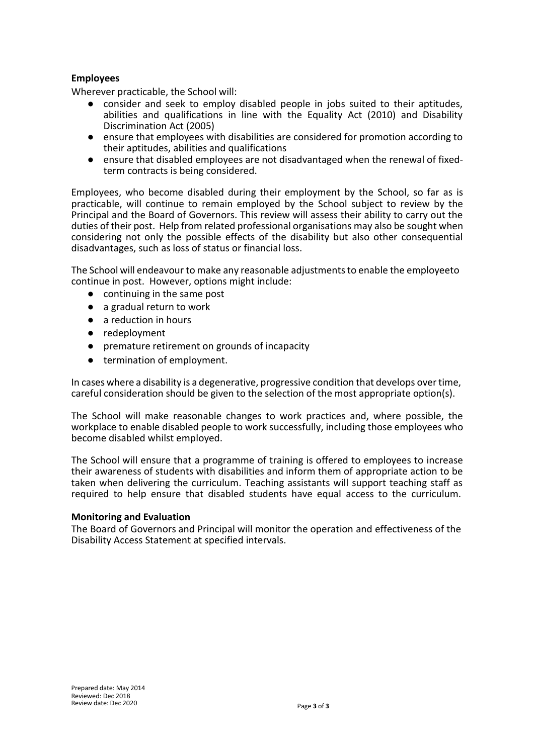**Employees**

Wherever practicable, the School will:

- consider and seek to employ disabled people in jobs suited to their aptitudes, abilities and qualifications in line with the Equality Act (2010) and Disability Discrimination Act (2005)
- ensure that employees with disabilities are considered for promotion according to their aptitudes, abilities and qualifications
- ensure that disabled employees are not disadvantaged when the renewal of fixed-term contracts is being considered.

Employees, who become disabled during their employment by the School, so far as is practicable, will continue to remain employed by the School subject to review by the Principal and the Board of Governors. This review will assess their ability to carry out the duties of their post. Help from related professional organisations may also be sought when considering not only the possible effects of the disability but also other consequential disadvantages, such as loss of status or financial loss.

The School will endeavour to make any reasonable adjustments to enable the employeeto continue in post. However, options might include:

- continuing in the same post
- a gradual return to work
- a reduction in hours
- redeployment
- premature retirement on grounds of incapacity
- termination of employment.

In cases where a disability is a degenerative, progressive condition that develops over time, careful consideration should be given to the selection of the most appropriate option(s).

The School will make reasonable changes to work practices and, where possible, the workplace to enable disabled people to work successfully, including those employees who become disabled whilst employed.

The School will ensure that a programme of training is offered to employees to increase their awareness of students with disabilities and inform them of appropriate action to be taken when delivering the curriculum. Teaching assistants will support teaching staff as required to help ensure that disabled students have equal access to the curriculum.

**Monitoring and Evaluation**

The Board of Governors and Principal will monitor the operation and effectiveness of the Disability Access Statement at specified intervals.

Prepared date: May 2014
Reviewed: Dec 2018
Review date: Dec 2020